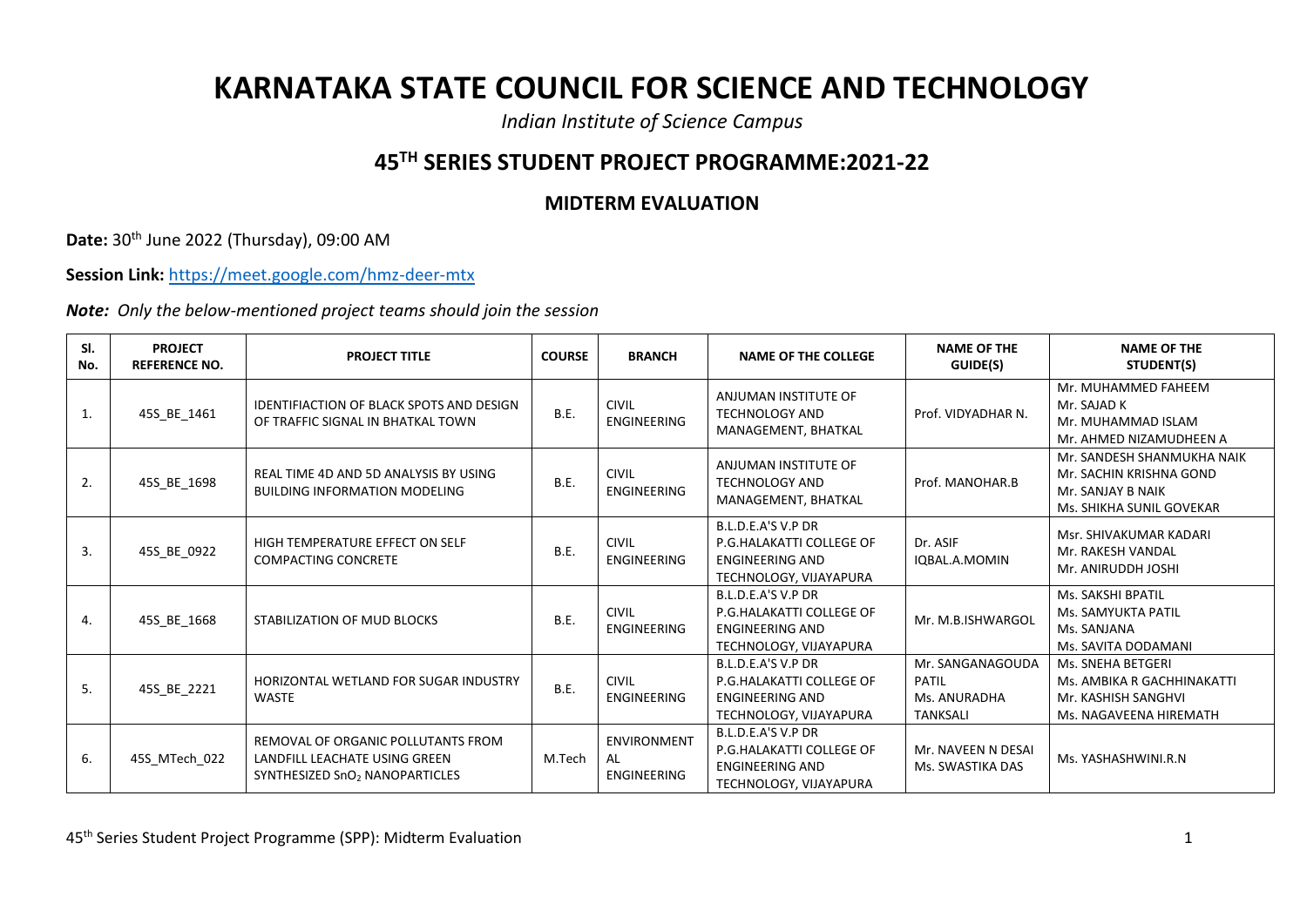# KARNATAKA STATE COUNCIL FOR SCIENCE AND TECHNOLOGY

*Indian Institute of Science Campus*

## 45TH SERIES STUDENT PROJECT PROGRAMME:2021-22

### MIDTERM EVALUATION

**Date:** 30th June 2022 (Thursday), 09:00 AM

**Session Link:** https://meet.google.com/hmz-deer-mtx

***Note:*** *Only the below-mentioned project teams should join the session*

| Sl. No. | PROJECT REFERENCE NO. | PROJECT TITLE | COURSE | BRANCH | NAME OF THE COLLEGE | NAME OF THE GUIDE(S) | NAME OF THE STUDENT(S) |
|---|---|---|---|---|---|---|---|
| 1. | 45S_BE_1461 | IDENTIFIACTION OF BLACK SPOTS AND DESIGN OF TRAFFIC SIGNAL IN BHATKAL TOWN | B.E. | CIVIL ENGINEERING | ANJUMAN INSTITUTE OF TECHNOLOGY AND MANAGEMENT, BHATKAL | Prof. VIDYADHAR N. | Mr. MUHAMMED FAHEEM<br>Mr. SAJAD K<br>Mr. MUHAMMAD ISLAM<br>Mr. AHMED NIZAMUDHEEN A |
| 2. | 45S_BE_1698 | REAL TIME 4D AND 5D ANALYSIS BY USING BUILDING INFORMATION MODELING | B.E. | CIVIL ENGINEERING | ANJUMAN INSTITUTE OF TECHNOLOGY AND MANAGEMENT, BHATKAL | Prof. MANOHAR.B | Mr. SANDESH SHANMUKHA NAIK<br>Mr. SACHIN KRISHNA GOND<br>Mr. SANJAY B NAIK<br>Ms. SHIKHA SUNIL GOVEKAR |
| 3. | 45S_BE_0922 | HIGH TEMPERATURE EFFECT ON SELF COMPACTING CONCRETE | B.E. | CIVIL ENGINEERING | B.L.D.E.A'S V.P DR P.G.HALAKATTI COLLEGE OF ENGINEERING AND TECHNOLOGY, VIJAYAPURA | Dr. ASIF IQBAL.A.MOMIN | Msr. SHIVAKUMAR KADARI<br>Mr. RAKESH VANDAL<br>Mr. ANIRUDDH JOSHI |
| 4. | 45S_BE_1668 | STABILIZATION OF MUD BLOCKS | B.E. | CIVIL ENGINEERING | B.L.D.E.A'S V.P DR P.G.HALAKATTI COLLEGE OF ENGINEERING AND TECHNOLOGY, VIJAYAPURA | Mr. M.B.ISHWARGOL | Ms. SAKSHI BPATIL<br>Ms. SAMYUKTA PATIL<br>Ms. SANJANA<br>Ms. SAVITA DODAMANI |
| 5. | 45S_BE_2221 | HORIZONTAL WETLAND FOR SUGAR INDUSTRY WASTE | B.E. | CIVIL ENGINEERING | B.L.D.E.A'S V.P DR P.G.HALAKATTI COLLEGE OF ENGINEERING AND TECHNOLOGY, VIJAYAPURA | Mr. SANGANAGOUDA PATIL<br>Ms. ANURADHA TANKSALI | Ms. SNEHA BETGERI<br>Ms. AMBIKA R GACHHINAKATTI<br>Mr. KASHISH SANGHVI<br>Ms. NAGAVEENA HIREMATH |
| 6. | 45S_MTech_022 | REMOVAL OF ORGANIC POLLUTANTS FROM LANDFILL LEACHATE USING GREEN SYNTHESIZED $SnO_2$ NANOPARTICLES | M.Tech | ENVIRONMENTAL ENGINEERING | B.L.D.E.A'S V.P DR P.G.HALAKATTI COLLEGE OF ENGINEERING AND TECHNOLOGY, VIJAYAPURA | Mr. NAVEEN N DESAI<br>Ms. SWASTIKA DAS | Ms. YASHASHWINI.R.N |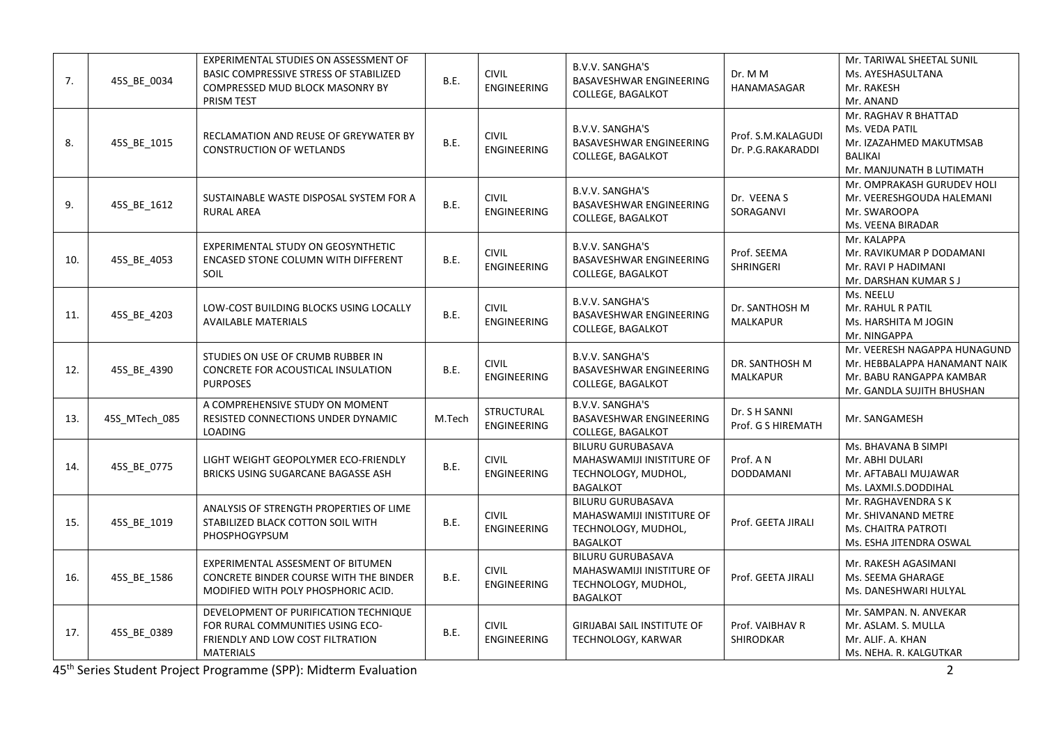| 7. | 45S_BE_0034 | EXPERIMENTAL STUDIES ON ASSESSMENT OF BASIC COMPRESSIVE STRESS OF STABILIZED COMPRESSED MUD BLOCK MASONRY BY PRISM TEST | B.E. | CIVIL ENGINEERING | B.V.V. SANGHA'S BASAVESHWAR ENGINEERING COLLEGE, BAGALKOT | Dr. M M HANAMASAGAR | Mr. TARIWAL SHEETAL SUNIL<br>Ms. AYESHASULTANA<br>Mr. RAKESH<br>Mr. ANAND |
|---|---|---|---|---|---|---|---|
| 8. | 45S_BE_1015 | RECLAMATION AND REUSE OF GREYWATER BY CONSTRUCTION OF WETLANDS | B.E. | CIVIL ENGINEERING | B.V.V. SANGHA'S BASAVESHWAR ENGINEERING COLLEGE, BAGALKOT | Prof. S.M.KALAGUDI<br>Dr. P.G.RAKARADDI | Mr. RAGHAV R BHATTAD<br>Ms. VEDA PATIL<br>Mr. IZAZAHMED MAKUTMSAB BALIKAI<br>Mr. MANJUNATH B LUTIMATH |
| 9. | 45S_BE_1612 | SUSTAINABLE WASTE DISPOSAL SYSTEM FOR A RURAL AREA | B.E. | CIVIL ENGINEERING | B.V.V. SANGHA'S BASAVESHWAR ENGINEERING COLLEGE, BAGALKOT | Dr. VEENA S SORAGANVI | Mr. OMPRAKASH GURUDEV HOLI<br>Mr. VEERESHGOUDA HALEMANI<br>Mr. SWAROOPA<br>Ms. VEENA BIRADAR |
| 10. | 45S_BE_4053 | EXPERIMENTAL STUDY ON GEOSYNTHETIC ENCASED STONE COLUMN WITH DIFFERENT SOIL | B.E. | CIVIL ENGINEERING | B.V.V. SANGHA'S BASAVESHWAR ENGINEERING COLLEGE, BAGALKOT | Prof. SEEMA SHRINGERI | Mr. KALAPPA<br>Mr. RAVIKUMAR P DODAMANI<br>Mr. RAVI P HADIMANI<br>Mr. DARSHAN KUMAR S J |
| 11. | 45S_BE_4203 | LOW-COST BUILDING BLOCKS USING LOCALLY AVAILABLE MATERIALS | B.E. | CIVIL ENGINEERING | B.V.V. SANGHA'S BASAVESHWAR ENGINEERING COLLEGE, BAGALKOT | Dr. SANTHOSH M MALKAPUR | Ms. NEELU<br>Mr. RAHUL R PATIL<br>Ms. HARSHITA M JOGIN<br>Mr. NINGAPPA |
| 12. | 45S_BE_4390 | STUDIES ON USE OF CRUMB RUBBER IN CONCRETE FOR ACOUSTICAL INSULATION PURPOSES | B.E. | CIVIL ENGINEERING | B.V.V. SANGHA'S BASAVESHWAR ENGINEERING COLLEGE, BAGALKOT | DR. SANTHOSH M MALKAPUR | Mr. VEERESH NAGAPPA HUNAGUND<br>Mr. HEBBALAPPA HANAMANT NAIK<br>Mr. BABU RANGAPPA KAMBAR<br>Mr. GANDLA SUJITH BHUSHAN |
| 13. | 45S_MTech_085 | A COMPREHENSIVE STUDY ON MOMENT RESISTED CONNECTIONS UNDER DYNAMIC LOADING | M.Tech | STRUCTURAL ENGINEERING | B.V.V. SANGHA'S BASAVESHWAR ENGINEERING COLLEGE, BAGALKOT | Dr. S H SANNI<br>Prof. G S HIREMATH | Mr. SANGAMESH |
| 14. | 45S_BE_0775 | LIGHT WEIGHT GEOPOLYMER ECO-FRIENDLY BRICKS USING SUGARCANE BAGASSE ASH | B.E. | CIVIL ENGINEERING | BILURU GURUBASAVA MAHASWAMIJI INISTITURE OF TECHNOLOGY, MUDHOL, BAGALKOT | Prof. A N DODDAMANI | Ms. BHAVANA B SIMPI<br>Mr. ABHI DULARI<br>Mr. AFTABALI MUJAWAR<br>Ms. LAXMI.S.DODDIHAL |
| 15. | 45S_BE_1019 | ANALYSIS OF STRENGTH PROPERTIES OF LIME STABILIZED BLACK COTTON SOIL WITH PHOSPHOGYPSUM | B.E. | CIVIL ENGINEERING | BILURU GURUBASAVA MAHASWAMIJI INISTITURE OF TECHNOLOGY, MUDHOL, BAGALKOT | Prof. GEETA JIRALI | Mr. RAGHAVENDRA S K<br>Mr. SHIVANAND METRE<br>Ms. CHAITRA PATROTI<br>Ms. ESHA JITENDRA OSWAL |
| 16. | 45S_BE_1586 | EXPERIMENTAL ASSESMENT OF BITUMEN CONCRETE BINDER COURSE WITH THE BINDER MODIFIED WITH POLY PHOSPHORIC ACID. | B.E. | CIVIL ENGINEERING | BILURU GURUBASAVA MAHASWAMIJI INISTITURE OF TECHNOLOGY, MUDHOL, BAGALKOT | Prof. GEETA JIRALI | Mr. RAKESH AGASIMANI<br>Ms. SEEMA GHARAGE<br>Ms. DANESHWARI HULYAL |
| 17. | 45S_BE_0389 | DEVELOPMENT OF PURIFICATION TECHNIQUE FOR RURAL COMMUNITIES USING ECO-FRIENDLY AND LOW COST FILTRATION MATERIALS | B.E. | CIVIL ENGINEERING | GIRIJABAI SAIL INSTITUTE OF TECHNOLOGY, KARWAR | Prof. VAIBHAV R SHIRODKAR | Mr. SAMPAN. N. ANVEKAR<br>Mr. ASLAM. S. MULLA<br>Mr. ALIF. A. KHAN<br>Ms. NEHA. R. KALGUTKAR |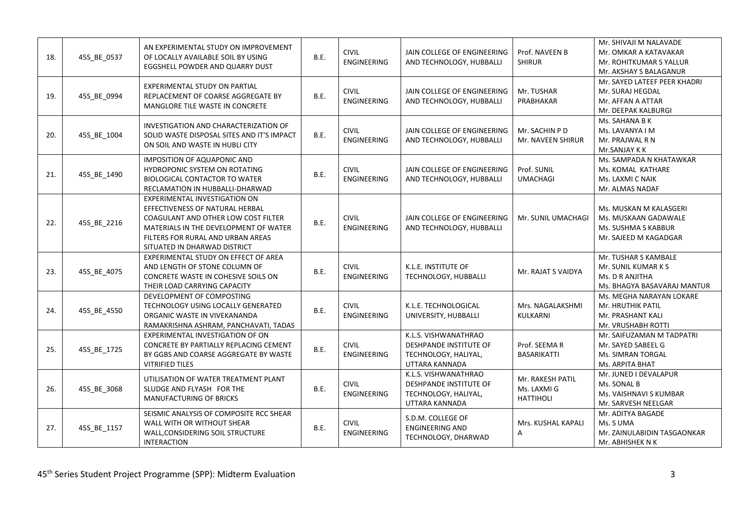| 18. | 45S_BE_0537 | AN EXPERIMENTAL STUDY ON IMPROVEMENT OF LOCALLY AVAILABLE SOIL BY USING EGGSHELL POWDER AND QUARRY DUST | B.E. | CIVIL ENGINEERING | JAIN COLLEGE OF ENGINEERING AND TECHNOLOGY, HUBBALLI | Prof. NAVEEN B SHIRUR | Mr. SHIVAJI M NALAVADE<br>Mr. OMKAR A KATAVAKAR<br>Mr. ROHITKUMAR S YALLUR<br>Mr. AKSHAY S BALAGANUR |
|---|---|---|---|---|---|---|---|
| 19. | 45S_BE_0994 | EXPERIMENTAL STUDY ON PARTIAL REPLACEMENT OF COARSE AGGREGATE BY MANGLORE TILE WASTE IN CONCRETE | B.E. | CIVIL ENGINEERING | JAIN COLLEGE OF ENGINEERING AND TECHNOLOGY, HUBBALLI | Mr. TUSHAR PRABHAKAR | Mr. SAYED LATEEF PEER KHADRI<br>Mr. SURAJ HEGDAL<br>Mr. AFFAN A ATTAR<br>Mr. DEEPAK KALBURGI |
| 20. | 45S_BE_1004 | INVESTIGATION AND CHARACTERIZATION OF SOLID WASTE DISPOSAL SITES AND IT'S IMPACT ON SOIL AND WASTE IN HUBLI CITY | B.E. | CIVIL ENGINEERING | JAIN COLLEGE OF ENGINEERING AND TECHNOLOGY, HUBBALLI | Mr. SACHIN P D<br>Mr. NAVEEN SHIRUR | Ms. SAHANA B K<br>Ms. LAVANYA I M<br>Mr. PRAJWAL R N<br>Mr.SANJAY K K |
| 21. | 45S_BE_1490 | IMPOSITION OF AQUAPONIC AND HYDROPONIC SYSTEM ON ROTATING BIOLOGICAL CONTACTOR TO WATER RECLAMATION IN HUBBALLI-DHARWAD | B.E. | CIVIL ENGINEERING | JAIN COLLEGE OF ENGINEERING AND TECHNOLOGY, HUBBALLI | Prof. SUNIL UMACHAGI | Ms. SAMPADA N KHATAWKAR<br>Ms. KOMAL KATHARE<br>Ms. LAXMI C NAIK<br>Mr. ALMAS NADAF |
| 22. | 45S_BE_2216 | EXPERIMENTAL INVESTIGATION ON EFFECTIVENESS OF NATURAL HERBAL COAGULANT AND OTHER LOW COST FILTER MATERIALS IN THE DEVELOPMENT OF WATER FILTERS FOR RURAL AND URBAN AREAS SITUATED IN DHARWAD DISTRICT | B.E. | CIVIL ENGINEERING | JAIN COLLEGE OF ENGINEERING AND TECHNOLOGY, HUBBALLI | Mr. SUNIL UMACHAGI | Ms. MUSKAN M KALASGERI<br>Ms. MUSKAAN GADAWALE<br>Ms. SUSHMA S KABBUR<br>Mr. SAJEED M KAGADGAR |
| 23. | 45S_BE_4075 | EXPERIMENTAL STUDY ON EFFECT OF AREA AND LENGTH OF STONE COLUMN OF CONCRETE WASTE IN COHESIVE SOILS ON THEIR LOAD CARRYING CAPACITY | B.E. | CIVIL ENGINEERING | K.L.E. INSTITUTE OF TECHNOLOGY, HUBBALLI | Mr. RAJAT S VAIDYA | Mr. TUSHAR S KAMBALE<br>Mr. SUNIL KUMAR K S<br>Ms. D R ANJITHA<br>Ms. BHAGYA BASAVARAJ MANTUR |
| 24. | 45S_BE_4550 | DEVELOPMENT OF COMPOSTING TECHNOLOGY USING LOCALLY GENERATED ORGANIC WASTE IN VIVEKANANDA RAMAKRISHNA ASHRAM, PANCHAVATI, TADAS | B.E. | CIVIL ENGINEERING | K.L.E. TECHNOLOGICAL UNIVERSITY, HUBBALLI | Mrs. NAGALAKSHMI KULKARNI | Ms. MEGHA NARAYAN LOKARE<br>Mr. HRUTHIK PATIL<br>Mr. PRASHANT KALI<br>Mr. VRUSHABH ROTTI |
| 25. | 45S_BE_1725 | EXPERIMENTAL INVESTIGATION OF ON CONCRETE BY PARTIALLY REPLACING CEMENT BY GGBS AND COARSE AGGREGATE BY WASTE VITRIFIED TILES | B.E. | CIVIL ENGINEERING | K.L.S. VISHWANATHRAO DESHPANDE INSTITUTE OF TECHNOLOGY, HALIYAL, UTTARA KANNADA | Prof. SEEMA R BASARIKATTI | Mr. SAIFUZAMAN M TADPATRI<br>Mr. SAYED SABEEL G<br>Ms. SIMRAN TORGAL<br>Ms. ARPITA BHAT |
| 26. | 45S_BE_3068 | UTILISATION OF WATER TREATMENT PLANT SLUDGE AND FLYASH FOR THE MANUFACTURING OF BRICKS | B.E. | CIVIL ENGINEERING | K.L.S. VISHWANATHRAO DESHPANDE INSTITUTE OF TECHNOLOGY, HALIYAL, UTTARA KANNADA | Mr. RAKESH PATIL<br>Ms. LAXMI G HATTIHOLI | Mr. JUNED I DEVALAPUR<br>Ms. SONAL B<br>Ms. VAISHNAVI S KUMBAR<br>Mr. SARVESH NEELGAR |
| 27. | 45S_BE_1157 | SEISMIC ANALYSIS OF COMPOSITE RCC SHEAR WALL WITH OR WITHOUT SHEAR WALL,CONSIDERING SOIL STRUCTURE INTERACTION | B.E. | CIVIL ENGINEERING | S.D.M. COLLEGE OF ENGINEERING AND TECHNOLOGY, DHARWAD | Mrs. KUSHAL KAPALI A | Mr. ADITYA BAGADE<br>Ms. S UMA<br>Mr. ZAINULABIDIN TASGAONKAR<br>Mr. ABHISHEK N K |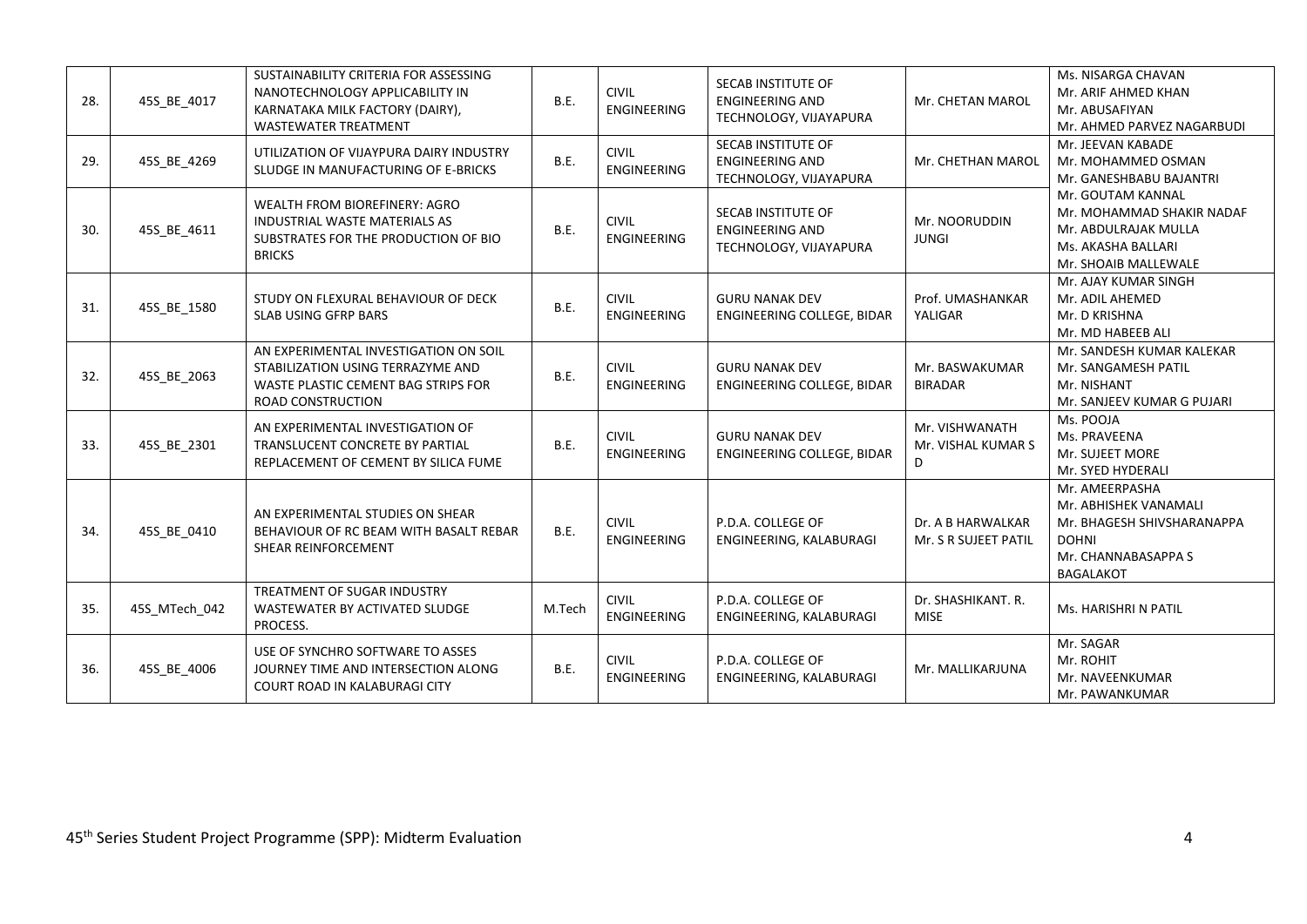| | | | | | | | |
|---|---|---|---|---|---|---|---|
| 28. | 45S_BE_4017 | SUSTAINABILITY CRITERIA FOR ASSESSING NANOTECHNOLOGY APPLICABILITY IN KARNATAKA MILK FACTORY (DAIRY), WASTEWATER TREATMENT | B.E. | CIVIL ENGINEERING | SECAB INSTITUTE OF ENGINEERING AND TECHNOLOGY, VIJAYAPURA | Mr. CHETAN MAROL | Ms. NISARGA CHAVAN<br>Mr. ARIF AHMED KHAN<br>Mr. ABUSAFIYAN<br>Mr. AHMED PARVEZ NAGARBUDI |
| 29. | 45S_BE_4269 | UTILIZATION OF VIJAYPURA DAIRY INDUSTRY SLUDGE IN MANUFACTURING OF E-BRICKS | B.E. | CIVIL ENGINEERING | SECAB INSTITUTE OF ENGINEERING AND TECHNOLOGY, VIJAYAPURA | Mr. CHETHAN MAROL | Mr. JEEVAN KABADE<br>Mr. MOHAMMED OSMAN<br>Mr. GANESHBABU BAJANTRI |
| 30. | 45S_BE_4611 | WEALTH FROM BIOREFINERY: AGRO INDUSTRIAL WASTE MATERIALS AS SUBSTRATES FOR THE PRODUCTION OF BIO BRICKS | B.E. | CIVIL ENGINEERING | SECAB INSTITUTE OF ENGINEERING AND TECHNOLOGY, VIJAYAPURA | Mr. NOORUDDIN JUNGI | Mr. GOUTAM KANNAL<br>Mr. MOHAMMAD SHAKIR NADAF<br>Mr. ABDULRAJAK MULLA<br>Ms. AKASHA BALLARI<br>Mr. SHOAIB MALLEWALE |
| 31. | 45S_BE_1580 | STUDY ON FLEXURAL BEHAVIOUR OF DECK SLAB USING GFRP BARS | B.E. | CIVIL ENGINEERING | GURU NANAK DEV ENGINEERING COLLEGE, BIDAR | Prof. UMASHANKAR YALIGAR | Mr. AJAY KUMAR SINGH<br>Mr. ADIL AHEMED<br>Mr. D KRISHNA<br>Mr. MD HABEEB ALI |
| 32. | 45S_BE_2063 | AN EXPERIMENTAL INVESTIGATION ON SOIL STABILIZATION USING TERRAZYME AND WASTE PLASTIC CEMENT BAG STRIPS FOR ROAD CONSTRUCTION | B.E. | CIVIL ENGINEERING | GURU NANAK DEV ENGINEERING COLLEGE, BIDAR | Mr. BASWAKUMAR BIRADAR | Mr. SANDESH KUMAR KALEKAR<br>Mr. SANGAMESH PATIL<br>Mr. NISHANT<br>Mr. SANJEEV KUMAR G PUJARI |
| 33. | 45S_BE_2301 | AN EXPERIMENTAL INVESTIGATION OF TRANSLUCENT CONCRETE BY PARTIAL REPLACEMENT OF CEMENT BY SILICA FUME | B.E. | CIVIL ENGINEERING | GURU NANAK DEV ENGINEERING COLLEGE, BIDAR | Mr. VISHWANATH<br>Mr. VISHAL KUMAR S D | Ms. POOJA<br>Ms. PRAVEENA<br>Mr. SUJEET MORE<br>Mr. SYED HYDERALI |
| 34. | 45S_BE_0410 | AN EXPERIMENTAL STUDIES ON SHEAR BEHAVIOUR OF RC BEAM WITH BASALT REBAR SHEAR REINFORCEMENT | B.E. | CIVIL ENGINEERING | P.D.A. COLLEGE OF ENGINEERING, KALABURAGI | Dr. A B HARWALKAR<br>Mr. S R SUJEET PATIL | Mr. AMEERPASHA<br>Mr. ABHISHEK VANAMALI<br>Mr. BHAGESH SHIVSHARANAPPA DOHNI<br>Mr. CHANNABASAPPA S BAGALAKOT |
| 35. | 45S_MTech_042 | TREATMENT OF SUGAR INDUSTRY WASTEWATER BY ACTIVATED SLUDGE PROCESS. | M.Tech | CIVIL ENGINEERING | P.D.A. COLLEGE OF ENGINEERING, KALABURAGI | Dr. SHASHIKANT. R. MISE | Ms. HARISHRI N PATIL |
| 36. | 45S_BE_4006 | USE OF SYNCHRO SOFTWARE TO ASSES JOURNEY TIME AND INTERSECTION ALONG COURT ROAD IN KALABURAGI CITY | B.E. | CIVIL ENGINEERING | P.D.A. COLLEGE OF ENGINEERING, KALABURAGI | Mr. MALLIKARJUNA | Mr. SAGAR<br>Mr. ROHIT<br>Mr. NAVEENKUMAR<br>Mr. PAWANKUMAR |